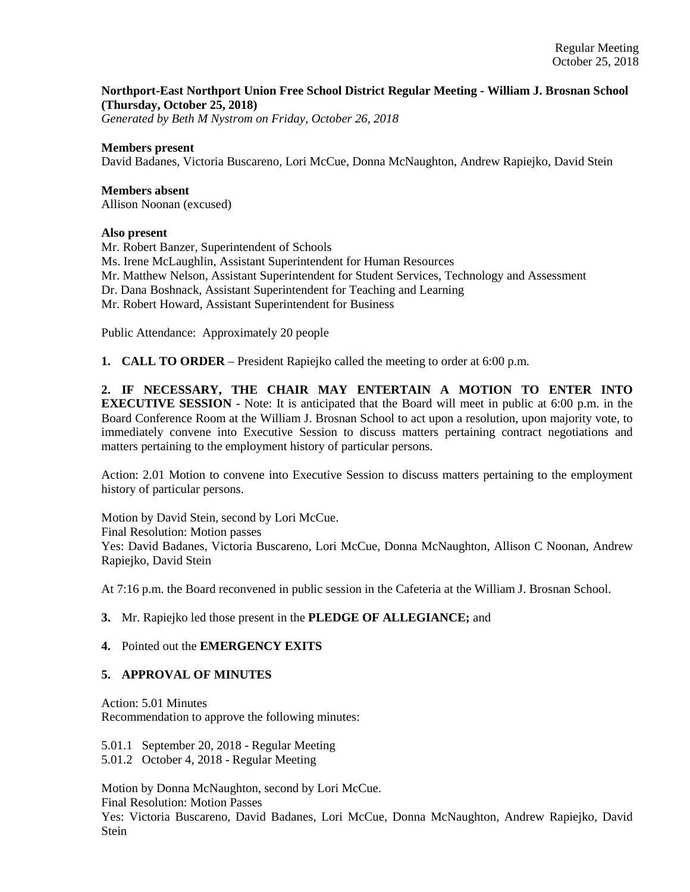Regular Meeting
October 25, 2018

**Northport-East Northport Union Free School District Regular Meeting - William J. Brosnan School (Thursday, October 25, 2018)**
*Generated by Beth M Nystrom on Friday, October 26, 2018*

**Members present**
David Badanes, Victoria Buscareno, Lori McCue, Donna McNaughton, Andrew Rapiejko, David Stein

**Members absent**
Allison Noonan (excused)

**Also present**
Mr. Robert Banzer, Superintendent of Schools
Ms. Irene McLaughlin, Assistant Superintendent for Human Resources
Mr. Matthew Nelson, Assistant Superintendent for Student Services, Technology and Assessment
Dr. Dana Boshnack, Assistant Superintendent for Teaching and Learning
Mr. Robert Howard, Assistant Superintendent for Business

Public Attendance: Approximately 20 people

**1. CALL TO ORDER** – President Rapiejko called the meeting to order at 6:00 p.m.

**2. IF NECESSARY, THE CHAIR MAY ENTERTAIN A MOTION TO ENTER INTO EXECUTIVE SESSION** - Note: It is anticipated that the Board will meet in public at 6:00 p.m. in the Board Conference Room at the William J. Brosnan School to act upon a resolution, upon majority vote, to immediately convene into Executive Session to discuss matters pertaining contract negotiations and matters pertaining to the employment history of particular persons.

Action: 2.01 Motion to convene into Executive Session to discuss matters pertaining to the employment history of particular persons.

Motion by David Stein, second by Lori McCue.
Final Resolution: Motion passes
Yes: David Badanes, Victoria Buscareno, Lori McCue, Donna McNaughton, Allison C Noonan, Andrew Rapiejko, David Stein

At 7:16 p.m. the Board reconvened in public session in the Cafeteria at the William J. Brosnan School.

**3.** Mr. Rapiejko led those present in the **PLEDGE OF ALLEGIANCE;** and

**4.** Pointed out the **EMERGENCY EXITS**

**5. APPROVAL OF MINUTES**

Action: 5.01 Minutes
Recommendation to approve the following minutes:

5.01.1 September 20, 2018 - Regular Meeting
5.01.2 October 4, 2018 - Regular Meeting

Motion by Donna McNaughton, second by Lori McCue.
Final Resolution: Motion Passes
Yes: Victoria Buscareno, David Badanes, Lori McCue, Donna McNaughton, Andrew Rapiejko, David Stein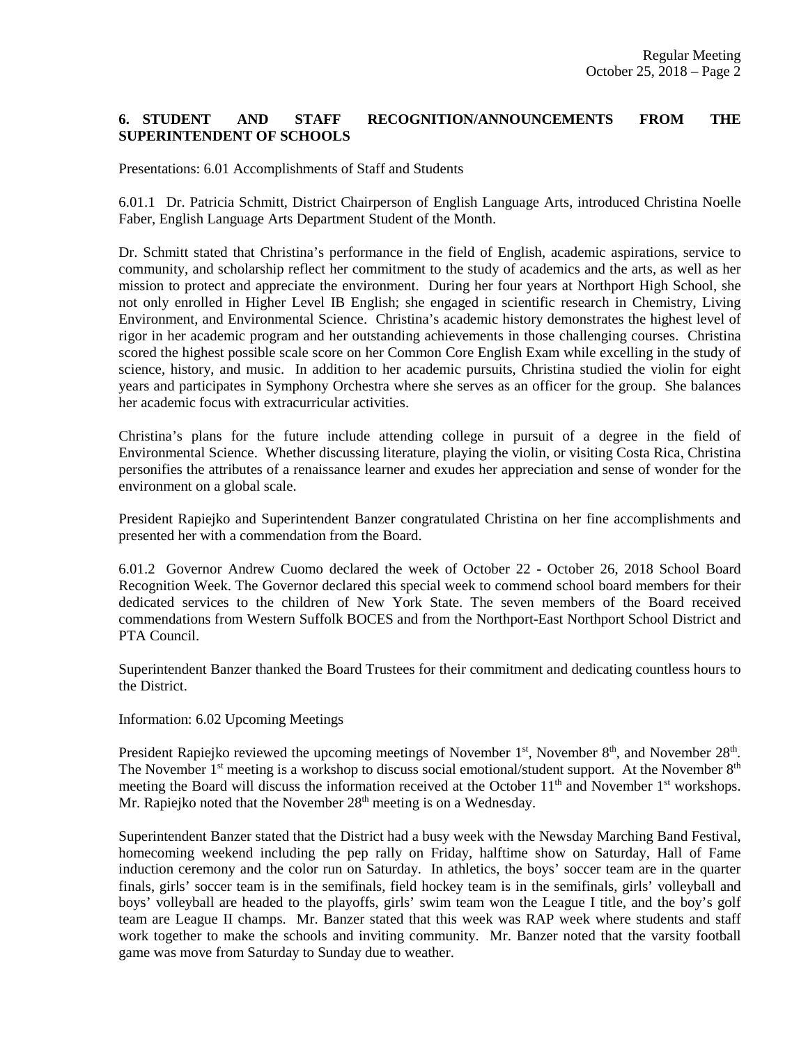## 6. STUDENT AND STAFF RECOGNITION/ANNOUNCEMENTS FROM THE SUPERINTENDENT OF SCHOOLS

Presentations: 6.01 Accomplishments of Staff and Students

6.01.1 Dr. Patricia Schmitt, District Chairperson of English Language Arts, introduced Christina Noelle Faber, English Language Arts Department Student of the Month.

Dr. Schmitt stated that Christina's performance in the field of English, academic aspirations, service to community, and scholarship reflect her commitment to the study of academics and the arts, as well as her mission to protect and appreciate the environment. During her four years at Northport High School, she not only enrolled in Higher Level IB English; she engaged in scientific research in Chemistry, Living Environment, and Environmental Science. Christina's academic history demonstrates the highest level of rigor in her academic program and her outstanding achievements in those challenging courses. Christina scored the highest possible scale score on her Common Core English Exam while excelling in the study of science, history, and music. In addition to her academic pursuits, Christina studied the violin for eight years and participates in Symphony Orchestra where she serves as an officer for the group. She balances her academic focus with extracurricular activities.

Christina's plans for the future include attending college in pursuit of a degree in the field of Environmental Science. Whether discussing literature, playing the violin, or visiting Costa Rica, Christina personifies the attributes of a renaissance learner and exudes her appreciation and sense of wonder for the environment on a global scale.

President Rapiejko and Superintendent Banzer congratulated Christina on her fine accomplishments and presented her with a commendation from the Board.

6.01.2 Governor Andrew Cuomo declared the week of October 22 - October 26, 2018 School Board Recognition Week. The Governor declared this special week to commend school board members for their dedicated services to the children of New York State. The seven members of the Board received commendations from Western Suffolk BOCES and from the Northport-East Northport School District and PTA Council.

Superintendent Banzer thanked the Board Trustees for their commitment and dedicating countless hours to the District.

Information: 6.02 Upcoming Meetings

President Rapiejko reviewed the upcoming meetings of November 1st, November 8th, and November 28th. The November 1st meeting is a workshop to discuss social emotional/student support. At the November 8th meeting the Board will discuss the information received at the October 11th and November 1st workshops. Mr. Rapiejko noted that the November 28th meeting is on a Wednesday.

Superintendent Banzer stated that the District had a busy week with the Newsday Marching Band Festival, homecoming weekend including the pep rally on Friday, halftime show on Saturday, Hall of Fame induction ceremony and the color run on Saturday. In athletics, the boys' soccer team are in the quarter finals, girls' soccer team is in the semifinals, field hockey team is in the semifinals, girls' volleyball and boys' volleyball are headed to the playoffs, girls' swim team won the League I title, and the boy's golf team are League II champs. Mr. Banzer stated that this week was RAP week where students and staff work together to make the schools and inviting community. Mr. Banzer noted that the varsity football game was move from Saturday to Sunday due to weather.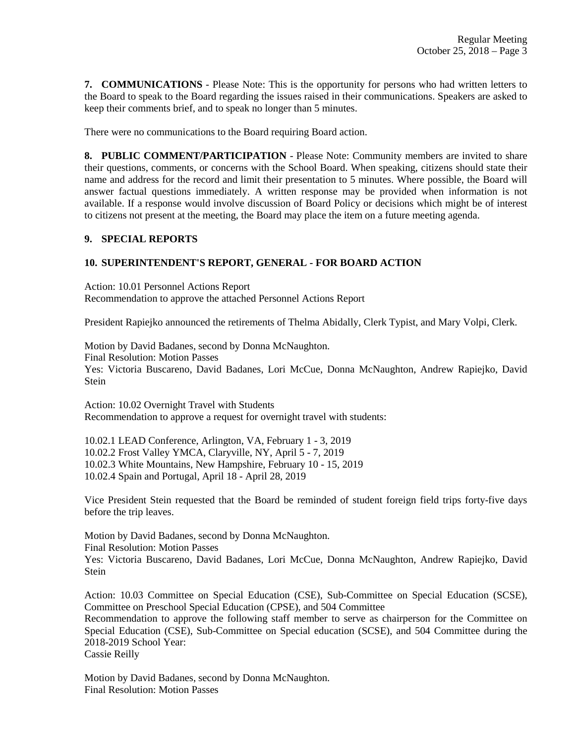**7. COMMUNICATIONS** - Please Note: This is the opportunity for persons who had written letters to the Board to speak to the Board regarding the issues raised in their communications. Speakers are asked to keep their comments brief, and to speak no longer than 5 minutes.

There were no communications to the Board requiring Board action.

**8. PUBLIC COMMENT/PARTICIPATION** - Please Note: Community members are invited to share their questions, comments, or concerns with the School Board. When speaking, citizens should state their name and address for the record and limit their presentation to 5 minutes. Where possible, the Board will answer factual questions immediately. A written response may be provided when information is not available. If a response would involve discussion of Board Policy or decisions which might be of interest to citizens not present at the meeting, the Board may place the item on a future meeting agenda.

**9. SPECIAL REPORTS**

**10. SUPERINTENDENT'S REPORT, GENERAL - FOR BOARD ACTION**

Action: 10.01 Personnel Actions Report
Recommendation to approve the attached Personnel Actions Report

President Rapiejko announced the retirements of Thelma Abidally, Clerk Typist, and Mary Volpi, Clerk.

Motion by David Badanes, second by Donna McNaughton.
Final Resolution: Motion Passes
Yes: Victoria Buscareno, David Badanes, Lori McCue, Donna McNaughton, Andrew Rapiejko, David Stein

Action: 10.02 Overnight Travel with Students
Recommendation to approve a request for overnight travel with students:

10.02.1 LEAD Conference, Arlington, VA, February 1 - 3, 2019
10.02.2 Frost Valley YMCA, Claryville, NY, April 5 - 7, 2019
10.02.3 White Mountains, New Hampshire, February 10 - 15, 2019
10.02.4 Spain and Portugal, April 18 - April 28, 2019

Vice President Stein requested that the Board be reminded of student foreign field trips forty-five days before the trip leaves.

Motion by David Badanes, second by Donna McNaughton.
Final Resolution: Motion Passes
Yes: Victoria Buscareno, David Badanes, Lori McCue, Donna McNaughton, Andrew Rapiejko, David Stein

Action: 10.03 Committee on Special Education (CSE), Sub-Committee on Special Education (SCSE), Committee on Preschool Special Education (CPSE), and 504 Committee
Recommendation to approve the following staff member to serve as chairperson for the Committee on Special Education (CSE), Sub-Committee on Special education (SCSE), and 504 Committee during the 2018-2019 School Year:
Cassie Reilly

Motion by David Badanes, second by Donna McNaughton.
Final Resolution: Motion Passes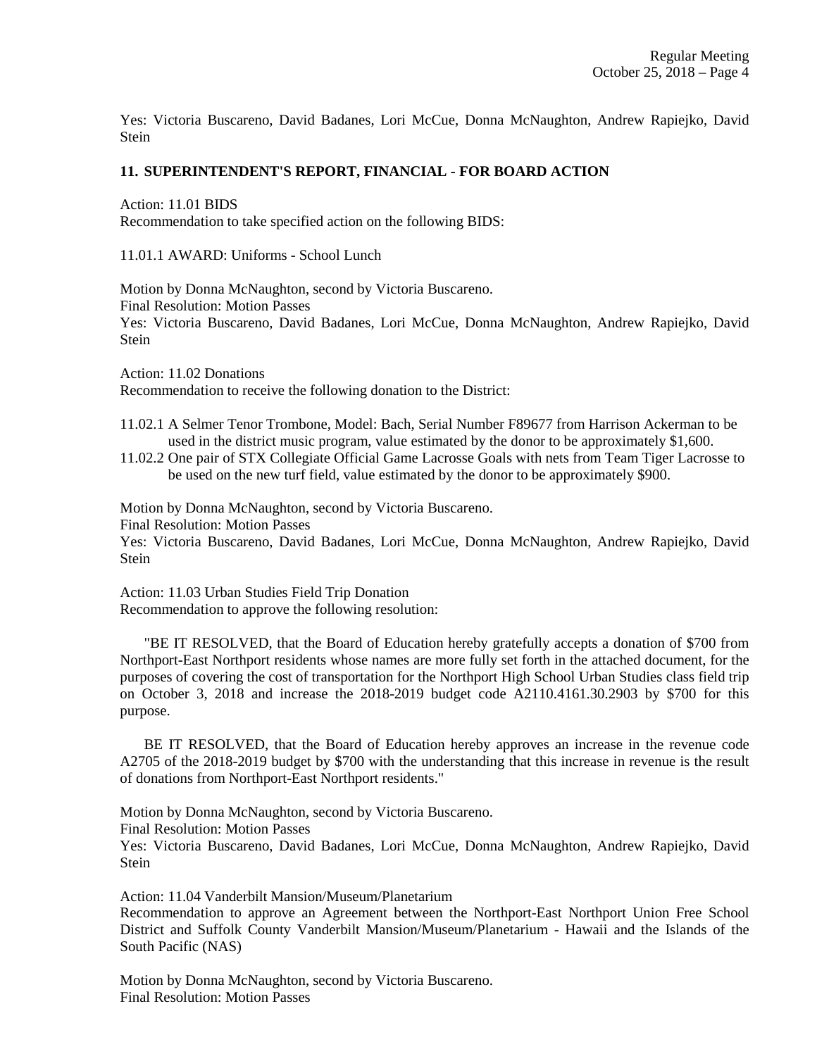Yes: Victoria Buscareno, David Badanes, Lori McCue, Donna McNaughton, Andrew Rapiejko, David Stein

**11. SUPERINTENDENT'S REPORT, FINANCIAL - FOR BOARD ACTION**

Action: 11.01 BIDS
Recommendation to take specified action on the following BIDS:

11.01.1 AWARD: Uniforms - School Lunch

Motion by Donna McNaughton, second by Victoria Buscareno.
Final Resolution: Motion Passes
Yes: Victoria Buscareno, David Badanes, Lori McCue, Donna McNaughton, Andrew Rapiejko, David Stein

Action: 11.02 Donations
Recommendation to receive the following donation to the District:

11.02.1 A Selmer Tenor Trombone, Model: Bach, Serial Number F89677 from Harrison Ackerman to be used in the district music program, value estimated by the donor to be approximately $1,600.

11.02.2 One pair of STX Collegiate Official Game Lacrosse Goals with nets from Team Tiger Lacrosse to be used on the new turf field, value estimated by the donor to be approximately $900.

Motion by Donna McNaughton, second by Victoria Buscareno.
Final Resolution: Motion Passes
Yes: Victoria Buscareno, David Badanes, Lori McCue, Donna McNaughton, Andrew Rapiejko, David Stein

Action: 11.03 Urban Studies Field Trip Donation
Recommendation to approve the following resolution:

"BE IT RESOLVED, that the Board of Education hereby gratefully accepts a donation of $700 from Northport-East Northport residents whose names are more fully set forth in the attached document, for the purposes of covering the cost of transportation for the Northport High School Urban Studies class field trip on October 3, 2018 and increase the 2018-2019 budget code A2110.4161.30.2903 by $700 for this purpose.

BE IT RESOLVED, that the Board of Education hereby approves an increase in the revenue code A2705 of the 2018-2019 budget by $700 with the understanding that this increase in revenue is the result of donations from Northport-East Northport residents."

Motion by Donna McNaughton, second by Victoria Buscareno.
Final Resolution: Motion Passes
Yes: Victoria Buscareno, David Badanes, Lori McCue, Donna McNaughton, Andrew Rapiejko, David Stein

Action: 11.04 Vanderbilt Mansion/Museum/Planetarium
Recommendation to approve an Agreement between the Northport-East Northport Union Free School District and Suffolk County Vanderbilt Mansion/Museum/Planetarium - Hawaii and the Islands of the South Pacific (NAS)

Motion by Donna McNaughton, second by Victoria Buscareno.
Final Resolution: Motion Passes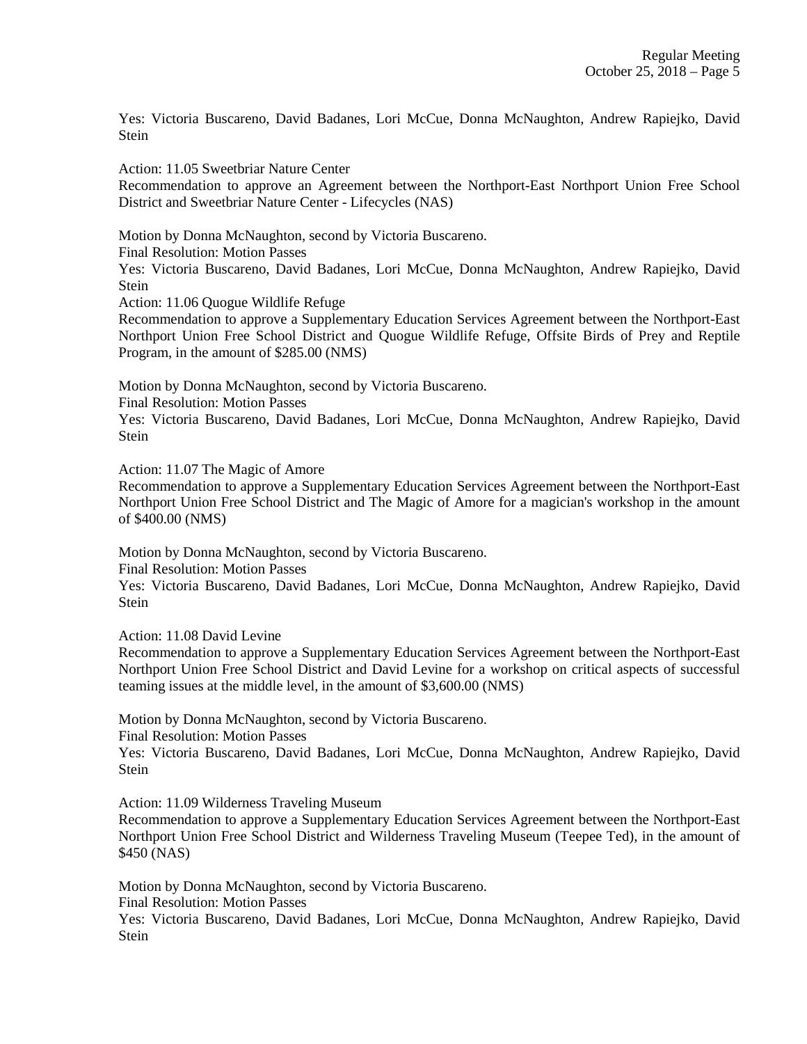Yes: Victoria Buscareno, David Badanes, Lori McCue, Donna McNaughton, Andrew Rapiejko, David Stein

Action: 11.05 Sweetbriar Nature Center
Recommendation to approve an Agreement between the Northport-East Northport Union Free School District and Sweetbriar Nature Center - Lifecycles (NAS)

Motion by Donna McNaughton, second by Victoria Buscareno.
Final Resolution: Motion Passes
Yes: Victoria Buscareno, David Badanes, Lori McCue, Donna McNaughton, Andrew Rapiejko, David Stein
Action: 11.06 Quogue Wildlife Refuge
Recommendation to approve a Supplementary Education Services Agreement between the Northport-East Northport Union Free School District and Quogue Wildlife Refuge, Offsite Birds of Prey and Reptile Program, in the amount of $285.00 (NMS)

Motion by Donna McNaughton, second by Victoria Buscareno.
Final Resolution: Motion Passes
Yes: Victoria Buscareno, David Badanes, Lori McCue, Donna McNaughton, Andrew Rapiejko, David Stein

Action: 11.07 The Magic of Amore
Recommendation to approve a Supplementary Education Services Agreement between the Northport-East Northport Union Free School District and The Magic of Amore for a magician's workshop in the amount of $400.00 (NMS)

Motion by Donna McNaughton, second by Victoria Buscareno.
Final Resolution: Motion Passes
Yes: Victoria Buscareno, David Badanes, Lori McCue, Donna McNaughton, Andrew Rapiejko, David Stein

Action: 11.08 David Levine
Recommendation to approve a Supplementary Education Services Agreement between the Northport-East Northport Union Free School District and David Levine for a workshop on critical aspects of successful teaming issues at the middle level, in the amount of $3,600.00 (NMS)

Motion by Donna McNaughton, second by Victoria Buscareno.
Final Resolution: Motion Passes
Yes: Victoria Buscareno, David Badanes, Lori McCue, Donna McNaughton, Andrew Rapiejko, David Stein

Action: 11.09 Wilderness Traveling Museum
Recommendation to approve a Supplementary Education Services Agreement between the Northport-East Northport Union Free School District and Wilderness Traveling Museum (Teepee Ted), in the amount of $450 (NAS)

Motion by Donna McNaughton, second by Victoria Buscareno.
Final Resolution: Motion Passes
Yes: Victoria Buscareno, David Badanes, Lori McCue, Donna McNaughton, Andrew Rapiejko, David Stein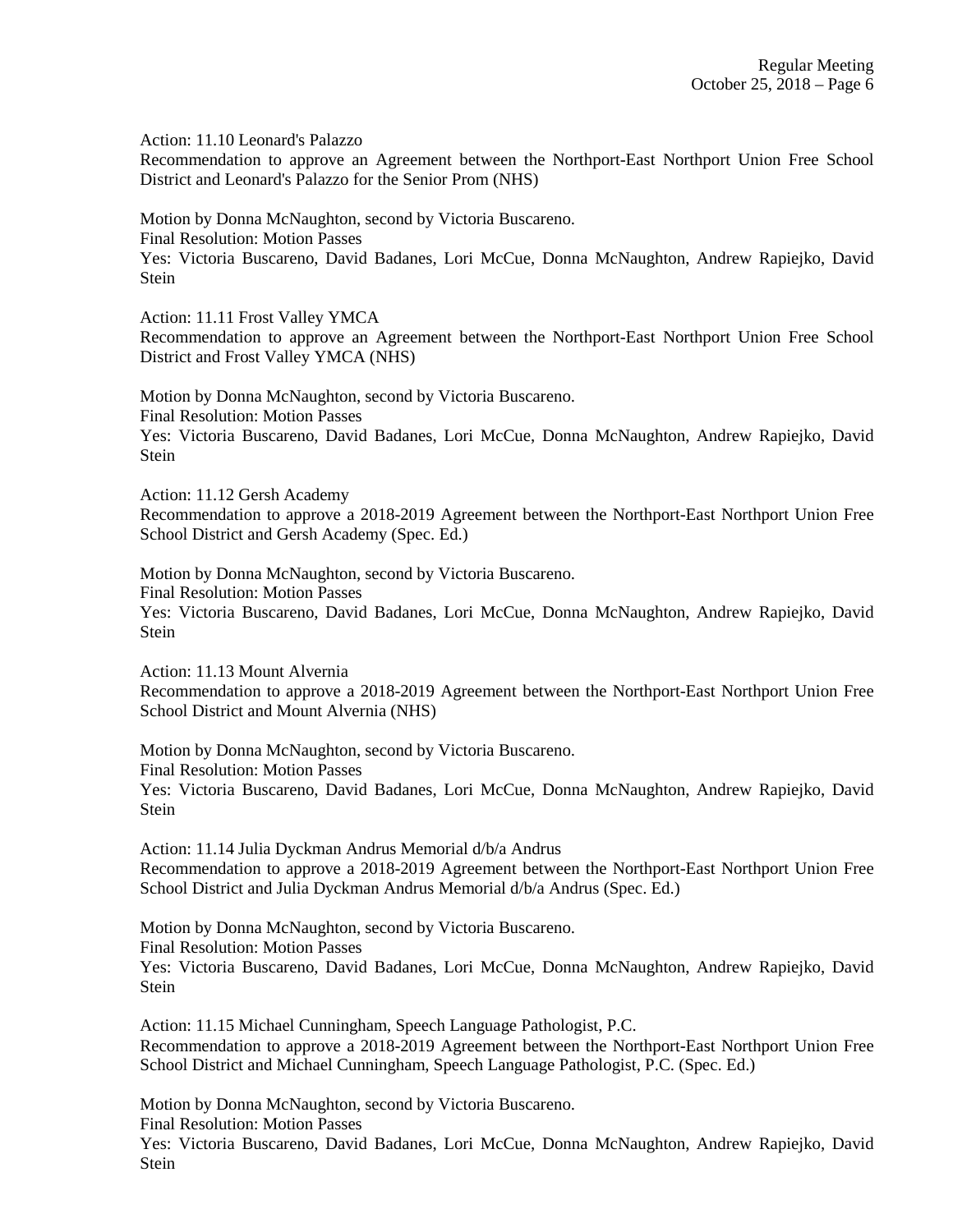Action: 11.10 Leonard's Palazzo
Recommendation to approve an Agreement between the Northport-East Northport Union Free School District and Leonard's Palazzo for the Senior Prom (NHS)

Motion by Donna McNaughton, second by Victoria Buscareno.
Final Resolution: Motion Passes
Yes: Victoria Buscareno, David Badanes, Lori McCue, Donna McNaughton, Andrew Rapiejko, David Stein

Action: 11.11 Frost Valley YMCA
Recommendation to approve an Agreement between the Northport-East Northport Union Free School District and Frost Valley YMCA (NHS)

Motion by Donna McNaughton, second by Victoria Buscareno.
Final Resolution: Motion Passes
Yes: Victoria Buscareno, David Badanes, Lori McCue, Donna McNaughton, Andrew Rapiejko, David Stein

Action: 11.12 Gersh Academy
Recommendation to approve a 2018-2019 Agreement between the Northport-East Northport Union Free School District and Gersh Academy (Spec. Ed.)

Motion by Donna McNaughton, second by Victoria Buscareno.
Final Resolution: Motion Passes
Yes: Victoria Buscareno, David Badanes, Lori McCue, Donna McNaughton, Andrew Rapiejko, David Stein

Action: 11.13 Mount Alvernia
Recommendation to approve a 2018-2019 Agreement between the Northport-East Northport Union Free School District and Mount Alvernia (NHS)

Motion by Donna McNaughton, second by Victoria Buscareno.
Final Resolution: Motion Passes
Yes: Victoria Buscareno, David Badanes, Lori McCue, Donna McNaughton, Andrew Rapiejko, David Stein

Action: 11.14 Julia Dyckman Andrus Memorial d/b/a Andrus
Recommendation to approve a 2018-2019 Agreement between the Northport-East Northport Union Free School District and Julia Dyckman Andrus Memorial d/b/a Andrus (Spec. Ed.)

Motion by Donna McNaughton, second by Victoria Buscareno.
Final Resolution: Motion Passes
Yes: Victoria Buscareno, David Badanes, Lori McCue, Donna McNaughton, Andrew Rapiejko, David Stein

Action: 11.15 Michael Cunningham, Speech Language Pathologist, P.C.
Recommendation to approve a 2018-2019 Agreement between the Northport-East Northport Union Free School District and Michael Cunningham, Speech Language Pathologist, P.C. (Spec. Ed.)

Motion by Donna McNaughton, second by Victoria Buscareno.
Final Resolution: Motion Passes
Yes: Victoria Buscareno, David Badanes, Lori McCue, Donna McNaughton, Andrew Rapiejko, David Stein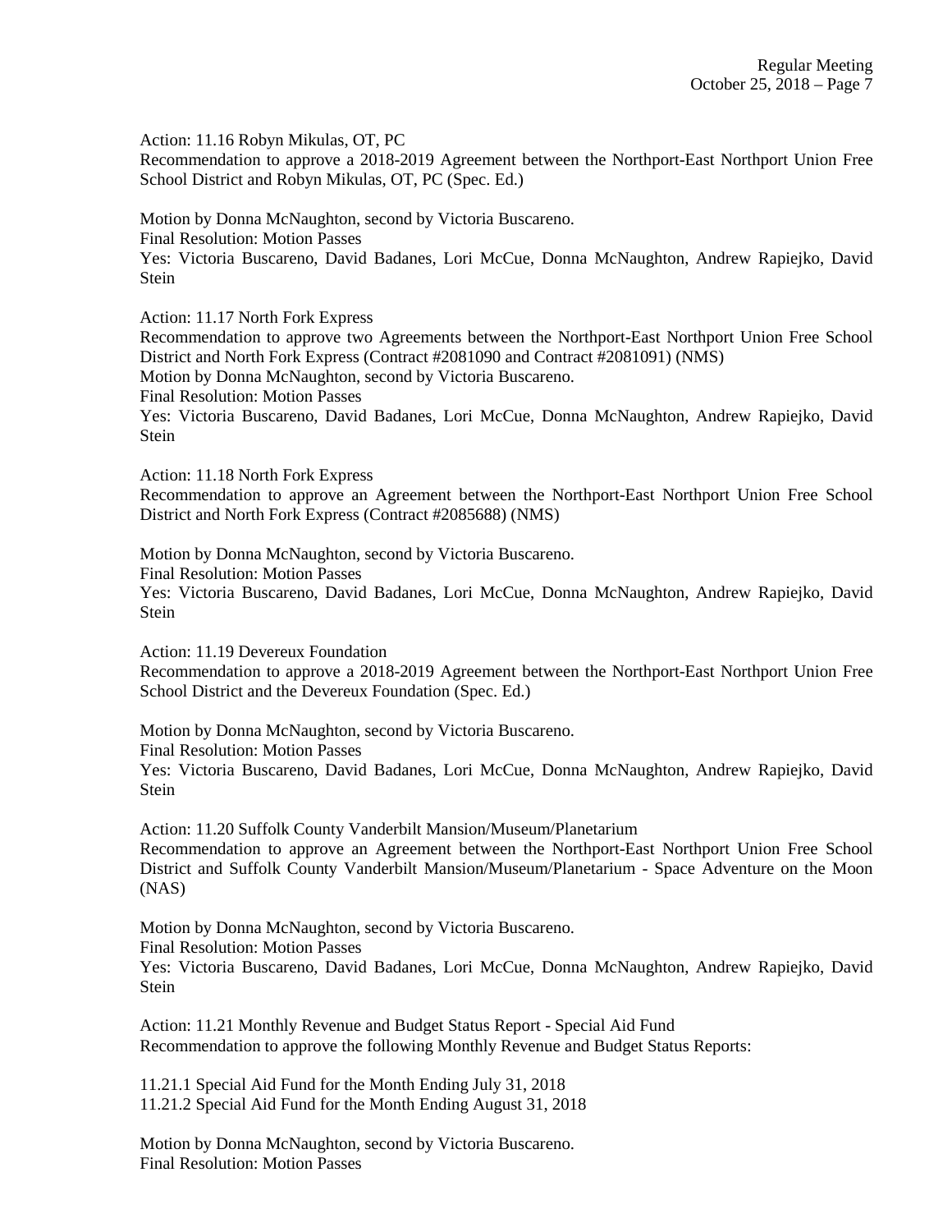Action: 11.16 Robyn Mikulas, OT, PC
Recommendation to approve a 2018-2019 Agreement between the Northport-East Northport Union Free School District and Robyn Mikulas, OT, PC (Spec. Ed.)

Motion by Donna McNaughton, second by Victoria Buscareno.
Final Resolution: Motion Passes
Yes: Victoria Buscareno, David Badanes, Lori McCue, Donna McNaughton, Andrew Rapiejko, David Stein

Action: 11.17 North Fork Express
Recommendation to approve two Agreements between the Northport-East Northport Union Free School District and North Fork Express (Contract #2081090 and Contract #2081091) (NMS)
Motion by Donna McNaughton, second by Victoria Buscareno.
Final Resolution: Motion Passes
Yes: Victoria Buscareno, David Badanes, Lori McCue, Donna McNaughton, Andrew Rapiejko, David Stein

Action: 11.18 North Fork Express
Recommendation to approve an Agreement between the Northport-East Northport Union Free School District and North Fork Express (Contract #2085688) (NMS)

Motion by Donna McNaughton, second by Victoria Buscareno.
Final Resolution: Motion Passes
Yes: Victoria Buscareno, David Badanes, Lori McCue, Donna McNaughton, Andrew Rapiejko, David Stein

Action: 11.19 Devereux Foundation
Recommendation to approve a 2018-2019 Agreement between the Northport-East Northport Union Free School District and the Devereux Foundation (Spec. Ed.)

Motion by Donna McNaughton, second by Victoria Buscareno.
Final Resolution: Motion Passes
Yes: Victoria Buscareno, David Badanes, Lori McCue, Donna McNaughton, Andrew Rapiejko, David Stein

Action: 11.20 Suffolk County Vanderbilt Mansion/Museum/Planetarium
Recommendation to approve an Agreement between the Northport-East Northport Union Free School District and Suffolk County Vanderbilt Mansion/Museum/Planetarium - Space Adventure on the Moon (NAS)

Motion by Donna McNaughton, second by Victoria Buscareno.
Final Resolution: Motion Passes
Yes: Victoria Buscareno, David Badanes, Lori McCue, Donna McNaughton, Andrew Rapiejko, David Stein

Action: 11.21 Monthly Revenue and Budget Status Report - Special Aid Fund
Recommendation to approve the following Monthly Revenue and Budget Status Reports:

11.21.1 Special Aid Fund for the Month Ending July 31, 2018
11.21.2 Special Aid Fund for the Month Ending August 31, 2018

Motion by Donna McNaughton, second by Victoria Buscareno.
Final Resolution: Motion Passes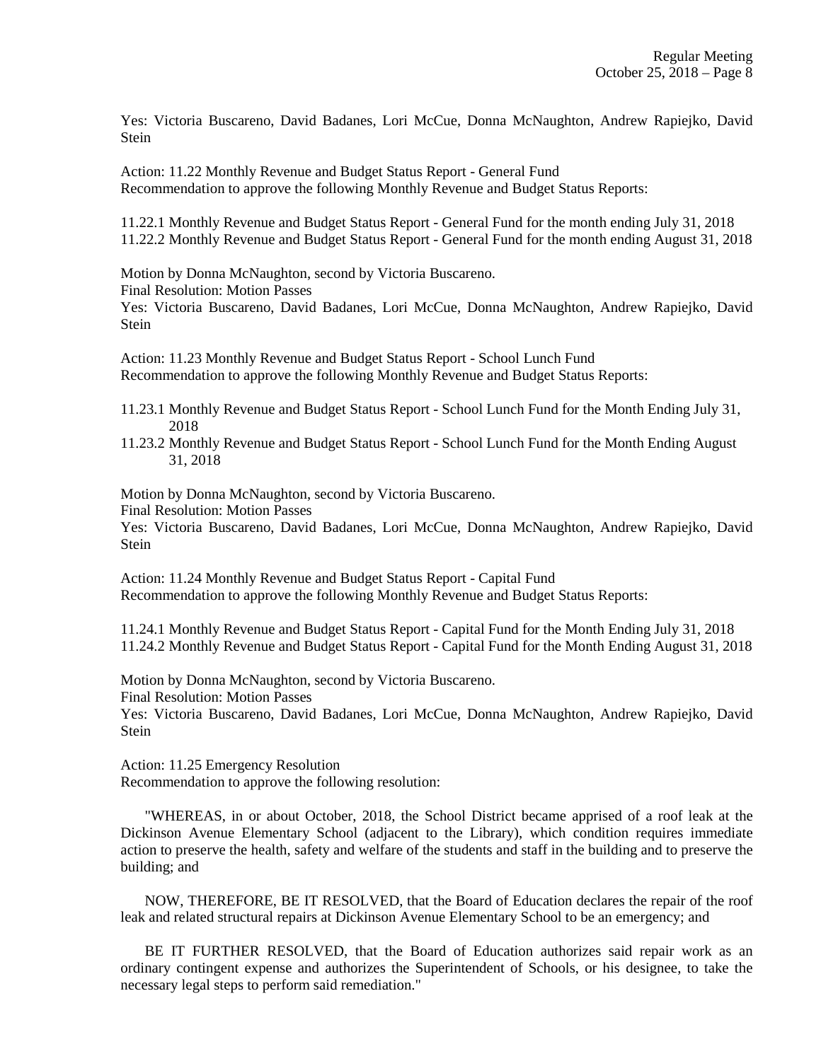Yes: Victoria Buscareno, David Badanes, Lori McCue, Donna McNaughton, Andrew Rapiejko, David Stein

Action: 11.22 Monthly Revenue and Budget Status Report - General Fund
Recommendation to approve the following Monthly Revenue and Budget Status Reports:

11.22.1 Monthly Revenue and Budget Status Report - General Fund for the month ending July 31, 2018
11.22.2 Monthly Revenue and Budget Status Report - General Fund for the month ending August 31, 2018

Motion by Donna McNaughton, second by Victoria Buscareno.
Final Resolution: Motion Passes
Yes: Victoria Buscareno, David Badanes, Lori McCue, Donna McNaughton, Andrew Rapiejko, David Stein

Action: 11.23 Monthly Revenue and Budget Status Report - School Lunch Fund
Recommendation to approve the following Monthly Revenue and Budget Status Reports:

11.23.1 Monthly Revenue and Budget Status Report - School Lunch Fund for the Month Ending July 31, 2018
11.23.2 Monthly Revenue and Budget Status Report - School Lunch Fund for the Month Ending August 31, 2018

Motion by Donna McNaughton, second by Victoria Buscareno.
Final Resolution: Motion Passes
Yes: Victoria Buscareno, David Badanes, Lori McCue, Donna McNaughton, Andrew Rapiejko, David Stein

Action: 11.24 Monthly Revenue and Budget Status Report - Capital Fund
Recommendation to approve the following Monthly Revenue and Budget Status Reports:

11.24.1 Monthly Revenue and Budget Status Report - Capital Fund for the Month Ending July 31, 2018
11.24.2 Monthly Revenue and Budget Status Report - Capital Fund for the Month Ending August 31, 2018

Motion by Donna McNaughton, second by Victoria Buscareno.
Final Resolution: Motion Passes
Yes: Victoria Buscareno, David Badanes, Lori McCue, Donna McNaughton, Andrew Rapiejko, David Stein

Action: 11.25 Emergency Resolution
Recommendation to approve the following resolution:

"WHEREAS, in or about October, 2018, the School District became apprised of a roof leak at the Dickinson Avenue Elementary School (adjacent to the Library), which condition requires immediate action to preserve the health, safety and welfare of the students and staff in the building and to preserve the building; and

NOW, THEREFORE, BE IT RESOLVED, that the Board of Education declares the repair of the roof leak and related structural repairs at Dickinson Avenue Elementary School to be an emergency; and

BE IT FURTHER RESOLVED, that the Board of Education authorizes said repair work as an ordinary contingent expense and authorizes the Superintendent of Schools, or his designee, to take the necessary legal steps to perform said remediation."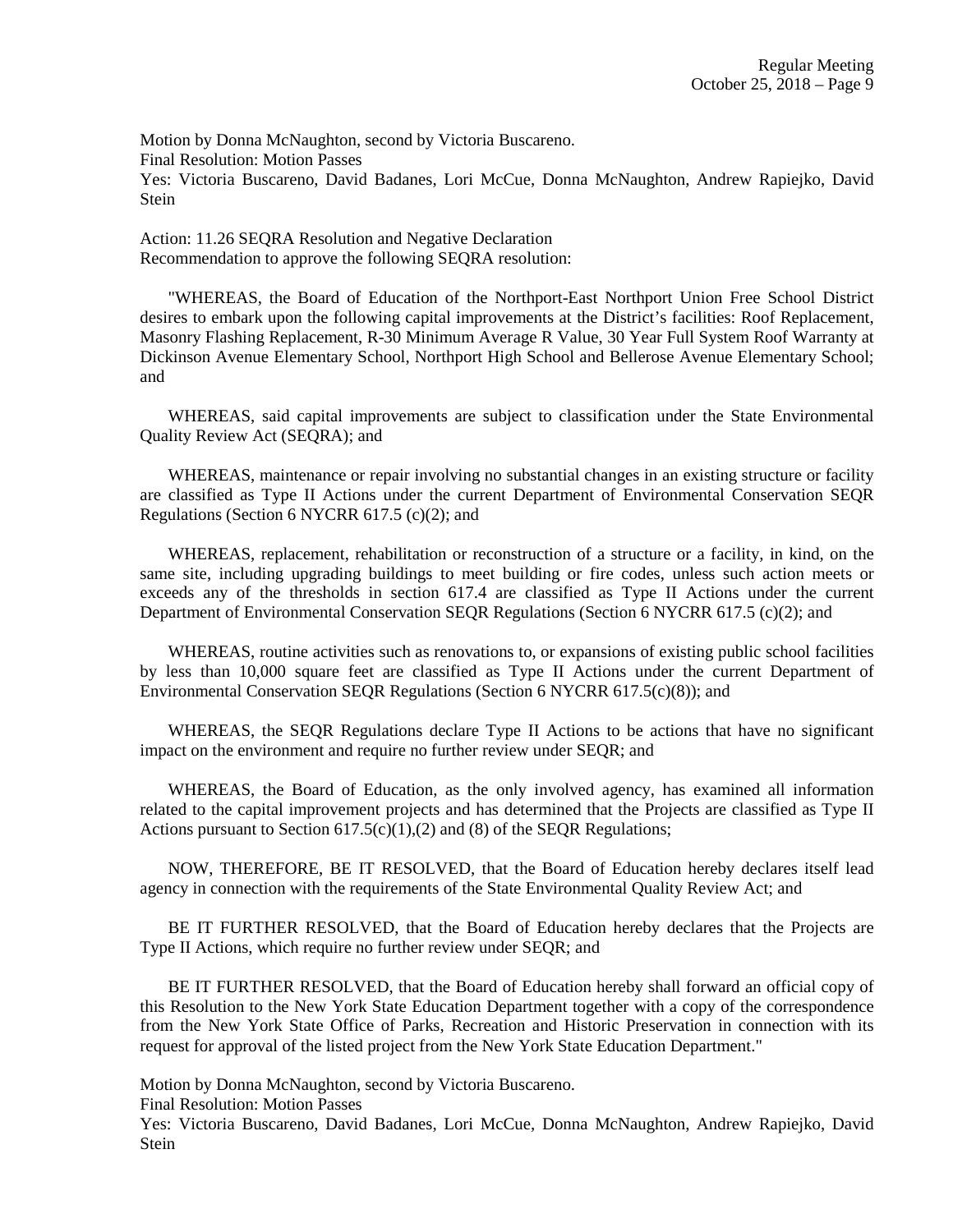Motion by Donna McNaughton, second by Victoria Buscareno.
Final Resolution: Motion Passes
Yes: Victoria Buscareno, David Badanes, Lori McCue, Donna McNaughton, Andrew Rapiejko, David Stein

Action: 11.26 SEQRA Resolution and Negative Declaration
Recommendation to approve the following SEQRA resolution:

"WHEREAS, the Board of Education of the Northport-East Northport Union Free School District desires to embark upon the following capital improvements at the District's facilities: Roof Replacement, Masonry Flashing Replacement, R-30 Minimum Average R Value, 30 Year Full System Roof Warranty at Dickinson Avenue Elementary School, Northport High School and Bellerose Avenue Elementary School; and

WHEREAS, said capital improvements are subject to classification under the State Environmental Quality Review Act (SEQRA); and

WHEREAS, maintenance or repair involving no substantial changes in an existing structure or facility are classified as Type II Actions under the current Department of Environmental Conservation SEQR Regulations (Section 6 NYCRR 617.5 (c)(2); and

WHEREAS, replacement, rehabilitation or reconstruction of a structure or a facility, in kind, on the same site, including upgrading buildings to meet building or fire codes, unless such action meets or exceeds any of the thresholds in section 617.4 are classified as Type II Actions under the current Department of Environmental Conservation SEQR Regulations (Section 6 NYCRR 617.5 (c)(2); and

WHEREAS, routine activities such as renovations to, or expansions of existing public school facilities by less than 10,000 square feet are classified as Type II Actions under the current Department of Environmental Conservation SEQR Regulations (Section 6 NYCRR 617.5(c)(8)); and

WHEREAS, the SEQR Regulations declare Type II Actions to be actions that have no significant impact on the environment and require no further review under SEQR; and

WHEREAS, the Board of Education, as the only involved agency, has examined all information related to the capital improvement projects and has determined that the Projects are classified as Type II Actions pursuant to Section 617.5(c)(1),(2) and (8) of the SEQR Regulations;

NOW, THEREFORE, BE IT RESOLVED, that the Board of Education hereby declares itself lead agency in connection with the requirements of the State Environmental Quality Review Act; and

BE IT FURTHER RESOLVED, that the Board of Education hereby declares that the Projects are Type II Actions, which require no further review under SEQR; and

BE IT FURTHER RESOLVED, that the Board of Education hereby shall forward an official copy of this Resolution to the New York State Education Department together with a copy of the correspondence from the New York State Office of Parks, Recreation and Historic Preservation in connection with its request for approval of the listed project from the New York State Education Department."

Motion by Donna McNaughton, second by Victoria Buscareno.
Final Resolution: Motion Passes
Yes: Victoria Buscareno, David Badanes, Lori McCue, Donna McNaughton, Andrew Rapiejko, David Stein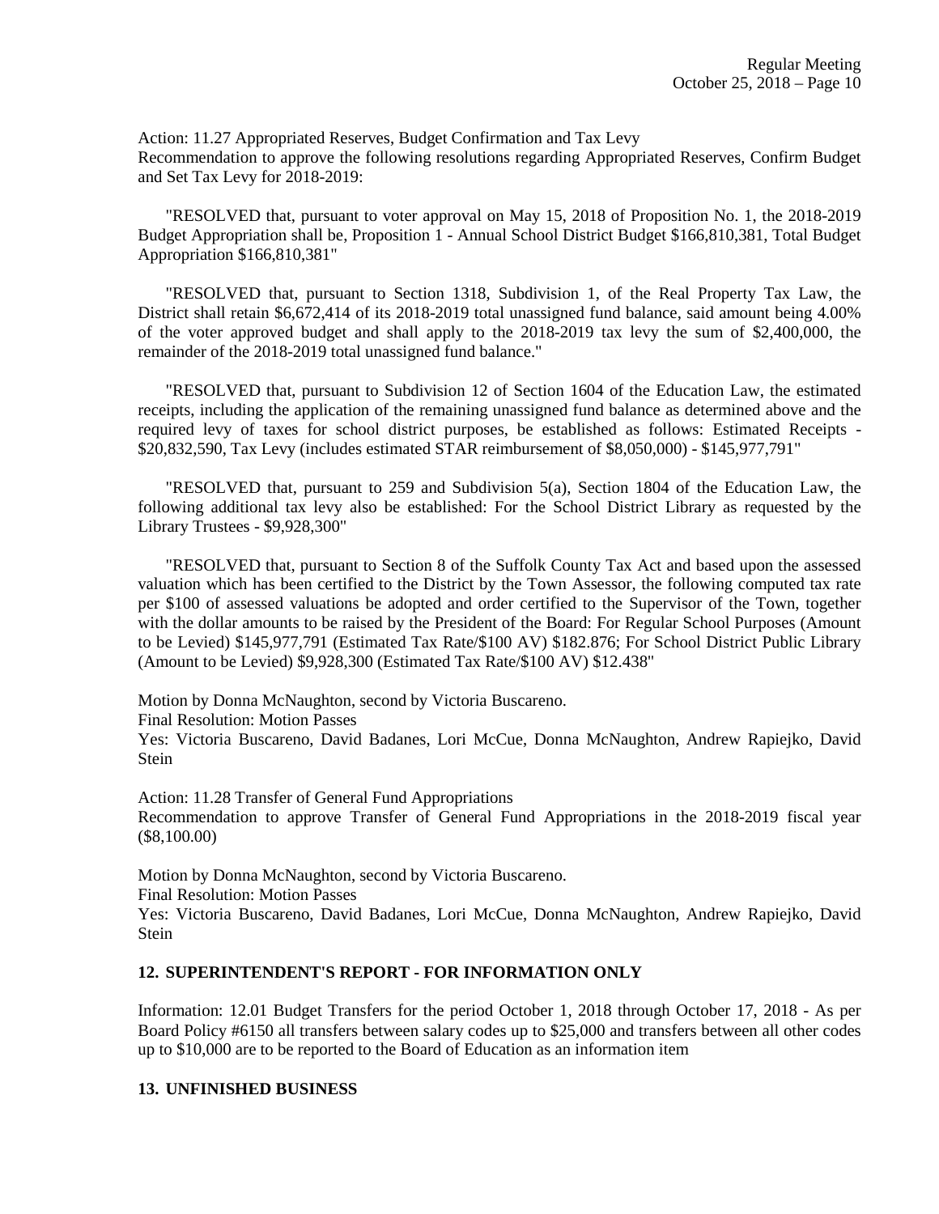Action: 11.27 Appropriated Reserves, Budget Confirmation and Tax Levy
Recommendation to approve the following resolutions regarding Appropriated Reserves, Confirm Budget and Set Tax Levy for 2018-2019:

"RESOLVED that, pursuant to voter approval on May 15, 2018 of Proposition No. 1, the 2018-2019 Budget Appropriation shall be, Proposition 1 - Annual School District Budget $166,810,381, Total Budget Appropriation $166,810,381"

"RESOLVED that, pursuant to Section 1318, Subdivision 1, of the Real Property Tax Law, the District shall retain $6,672,414 of its 2018-2019 total unassigned fund balance, said amount being 4.00% of the voter approved budget and shall apply to the 2018-2019 tax levy the sum of $2,400,000, the remainder of the 2018-2019 total unassigned fund balance."

"RESOLVED that, pursuant to Subdivision 12 of Section 1604 of the Education Law, the estimated receipts, including the application of the remaining unassigned fund balance as determined above and the required levy of taxes for school district purposes, be established as follows: Estimated Receipts - $20,832,590, Tax Levy (includes estimated STAR reimbursement of $8,050,000) - $145,977,791"

"RESOLVED that, pursuant to 259 and Subdivision 5(a), Section 1804 of the Education Law, the following additional tax levy also be established: For the School District Library as requested by the Library Trustees - $9,928,300"

"RESOLVED that, pursuant to Section 8 of the Suffolk County Tax Act and based upon the assessed valuation which has been certified to the District by the Town Assessor, the following computed tax rate per $100 of assessed valuations be adopted and order certified to the Supervisor of the Town, together with the dollar amounts to be raised by the President of the Board: For Regular School Purposes (Amount to be Levied) $145,977,791 (Estimated Tax Rate/$100 AV) $182.876; For School District Public Library (Amount to be Levied) $9,928,300 (Estimated Tax Rate/$100 AV) $12.438"

Motion by Donna McNaughton, second by Victoria Buscareno.
Final Resolution: Motion Passes
Yes: Victoria Buscareno, David Badanes, Lori McCue, Donna McNaughton, Andrew Rapiejko, David Stein

Action: 11.28 Transfer of General Fund Appropriations
Recommendation to approve Transfer of General Fund Appropriations in the 2018-2019 fiscal year ($8,100.00)

Motion by Donna McNaughton, second by Victoria Buscareno.
Final Resolution: Motion Passes
Yes: Victoria Buscareno, David Badanes, Lori McCue, Donna McNaughton, Andrew Rapiejko, David Stein

## 12. SUPERINTENDENT'S REPORT - FOR INFORMATION ONLY

Information: 12.01 Budget Transfers for the period October 1, 2018 through October 17, 2018 - As per Board Policy #6150 all transfers between salary codes up to $25,000 and transfers between all other codes up to $10,000 are to be reported to the Board of Education as an information item

## 13. UNFINISHED BUSINESS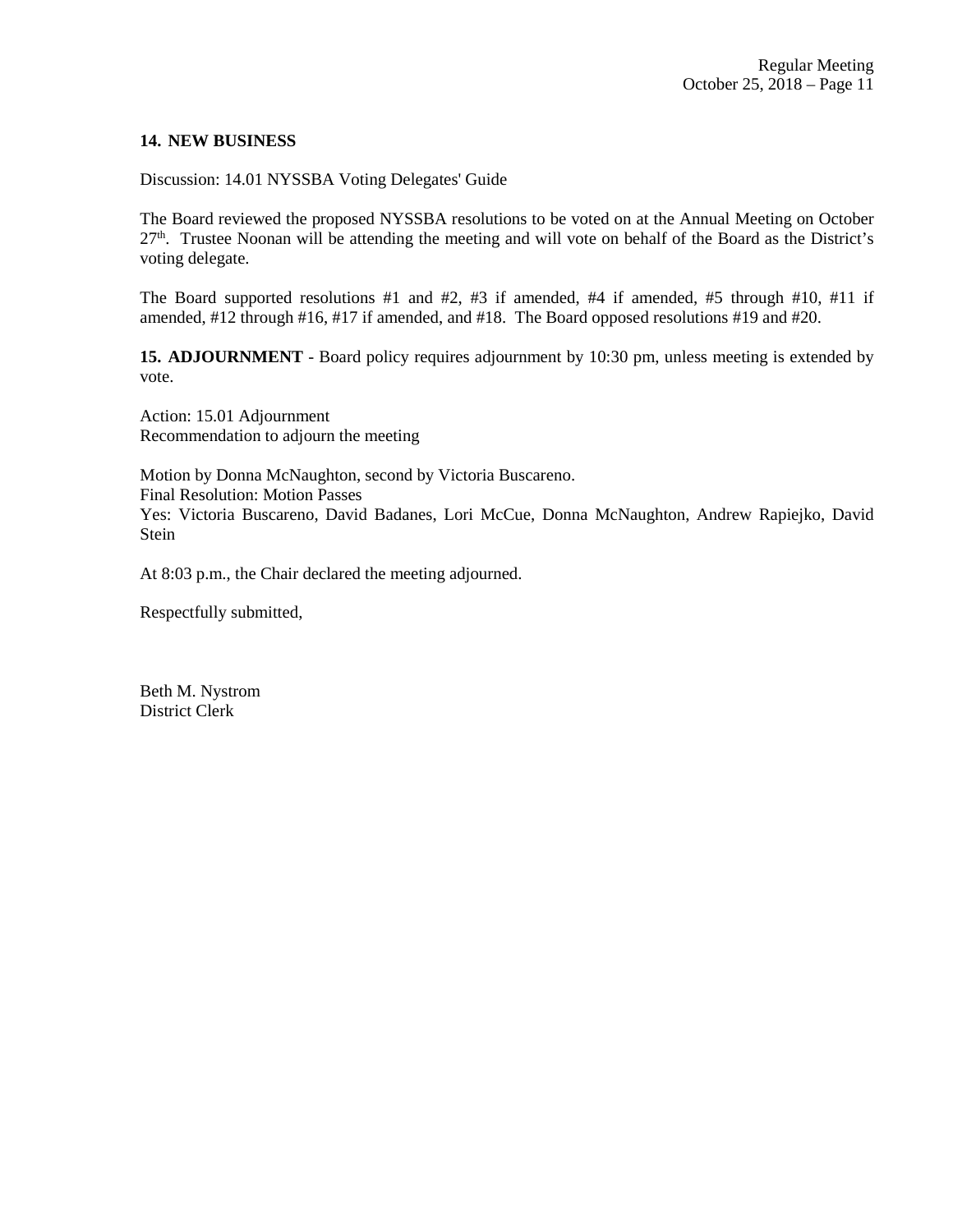## 14. NEW BUSINESS

Discussion: 14.01 NYSSBA Voting Delegates' Guide

The Board reviewed the proposed NYSSBA resolutions to be voted on at the Annual Meeting on October 27th. Trustee Noonan will be attending the meeting and will vote on behalf of the Board as the District's voting delegate.

The Board supported resolutions #1 and #2, #3 if amended, #4 if amended, #5 through #10, #11 if amended, #12 through #16, #17 if amended, and #18. The Board opposed resolutions #19 and #20.

**15. ADJOURNMENT** - Board policy requires adjournment by 10:30 pm, unless meeting is extended by vote.

Action: 15.01 Adjournment
Recommendation to adjourn the meeting

Motion by Donna McNaughton, second by Victoria Buscareno.
Final Resolution: Motion Passes
Yes: Victoria Buscareno, David Badanes, Lori McCue, Donna McNaughton, Andrew Rapiejko, David Stein

At 8:03 p.m., the Chair declared the meeting adjourned.

Respectfully submitted,

Beth M. Nystrom
District Clerk